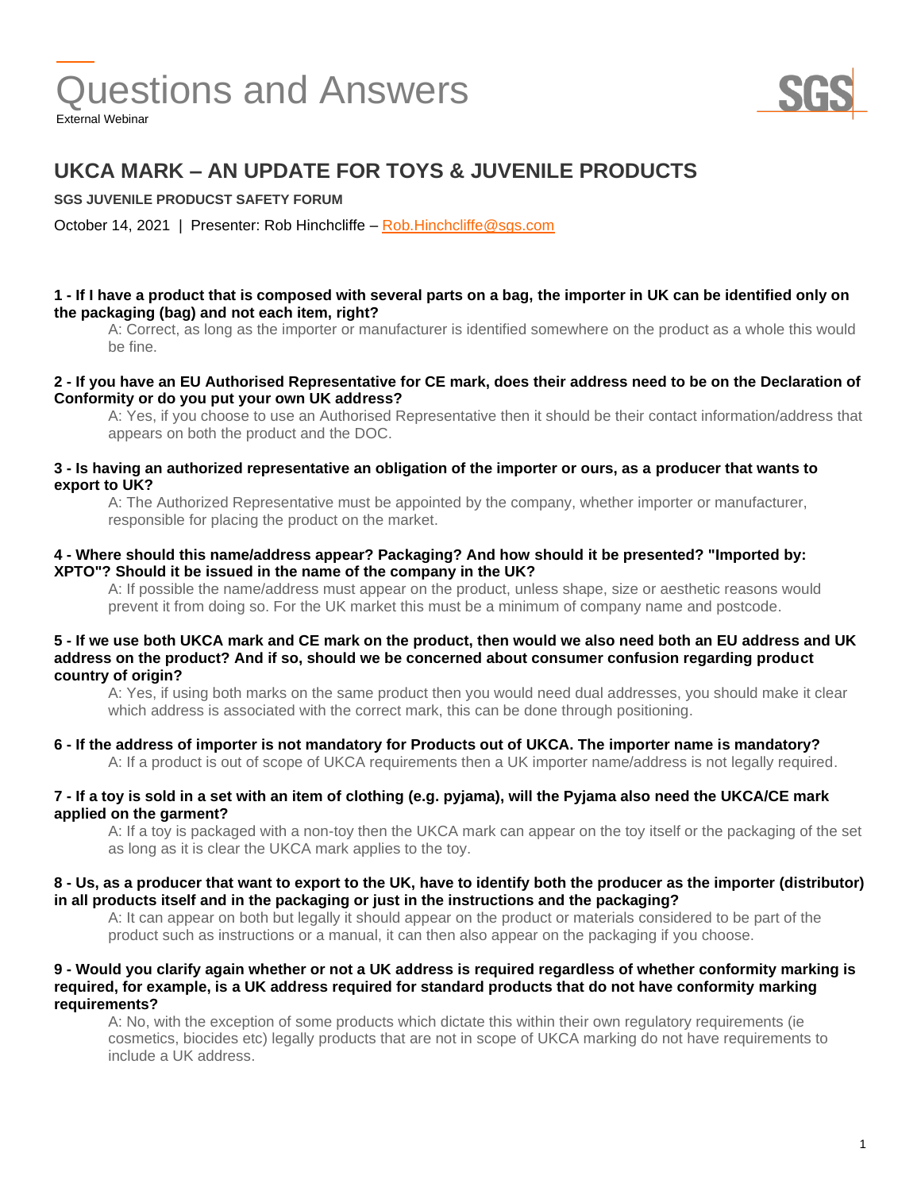# Questions and Answers

External Webinar

## UKCA MARK – AN UPDATE FOR TOYS & JUVENILE PRODUCTS

**SGS JUVENILE PRODUCST SAFETY FORUM**

October 14, 2021 | Presenter: Rob Hinchcliffe – Rob.Hinchcliffe@sgs.com

**1 - If I have a product that is composed with several parts on a bag, the importer in UK can be identified only on the packaging (bag) and not each item, right?**

A: Correct, as long as the importer or manufacturer is identified somewhere on the product as a whole this would be fine.

**2 - If you have an EU Authorised Representative for CE mark, does their address need to be on the Declaration of Conformity or do you put your own UK address?**

A: Yes, if you choose to use an Authorised Representative then it should be their contact information/address that appears on both the product and the DOC.

**3 - Is having an authorized representative an obligation of the importer or ours, as a producer that wants to export to UK?**

A: The Authorized Representative must be appointed by the company, whether importer or manufacturer, responsible for placing the product on the market.

**4 - Where should this name/address appear? Packaging? And how should it be presented? "Imported by: XPTO"? Should it be issued in the name of the company in the UK?**

A: If possible the name/address must appear on the product, unless shape, size or aesthetic reasons would prevent it from doing so. For the UK market this must be a minimum of company name and postcode.

**5 - If we use both UKCA mark and CE mark on the product, then would we also need both an EU address and UK address on the product? And if so, should we be concerned about consumer confusion regarding product country of origin?**

A: Yes, if using both marks on the same product then you would need dual addresses, you should make it clear which address is associated with the correct mark, this can be done through positioning.

**6 - If the address of importer is not mandatory for Products out of UKCA. The importer name is mandatory?**

A: If a product is out of scope of UKCA requirements then a UK importer name/address is not legally required.

**7 - If a toy is sold in a set with an item of clothing (e.g. pyjama), will the Pyjama also need the UKCA/CE mark applied on the garment?**

A: If a toy is packaged with a non-toy then the UKCA mark can appear on the toy itself or the packaging of the set as long as it is clear the UKCA mark applies to the toy.

**8 - Us, as a producer that want to export to the UK, have to identify both the producer as the importer (distributor) in all products itself and in the packaging or just in the instructions and the packaging?**

A: It can appear on both but legally it should appear on the product or materials considered to be part of the product such as instructions or a manual, it can then also appear on the packaging if you choose.

**9 - Would you clarify again whether or not a UK address is required regardless of whether conformity marking is required, for example, is a UK address required for standard products that do not have conformity marking requirements?**

A: No, with the exception of some products which dictate this within their own regulatory requirements (ie cosmetics, biocides etc) legally products that are not in scope of UKCA marking do not have requirements to include a UK address.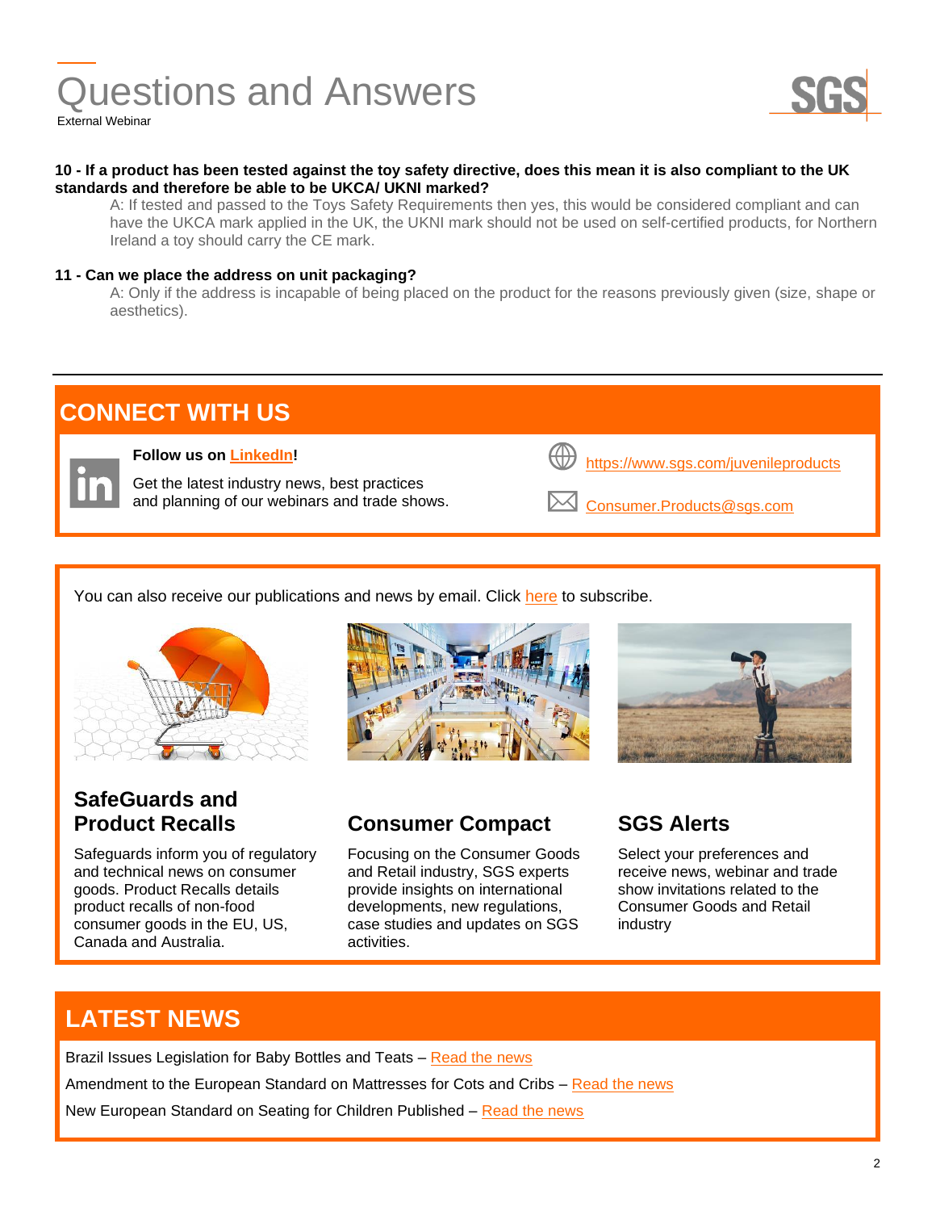**10 - If a product has been tested against the toy safety directive, does this mean it is also compliant to the UK standards and therefore be able to be UKCA/ UKNI marked?**

A: If tested and passed to the Toys Safety Requirements then yes, this would be considered compliant and can have the UKCA mark applied in the UK, the UKNI mark should not be used on self-certified products, for Northern Ireland a toy should carry the CE mark.

**11 - Can we place the address on unit packaging?**

A: Only if the address is incapable of being placed on the product for the reasons previously given (size, shape or aesthetics).

## CONNECT WITH US

**Follow us on LinkedIn!**

Get the latest industry news, best practices and planning of our webinars and trade shows.

https://www.sgs.com/juvenileproducts

Consumer.Products@sgs.com

You can also receive our publications and news by email. Click here to subscribe.

### SafeGuards and Product Recalls

Safeguards inform you of regulatory and technical news on consumer goods. Product Recalls details product recalls of non-food consumer goods in the EU, US, Canada and Australia.

### Consumer Compact

Focusing on the Consumer Goods and Retail industry, SGS experts provide insights on international developments, new regulations, case studies and updates on SGS activities.

### SGS Alerts

Select your preferences and receive news, webinar and trade show invitations related to the Consumer Goods and Retail industry

## LATEST NEWS

Brazil Issues Legislation for Baby Bottles and Teats – Read the news

Amendment to the European Standard on Mattresses for Cots and Cribs – Read the news

New European Standard on Seating for Children Published – Read the news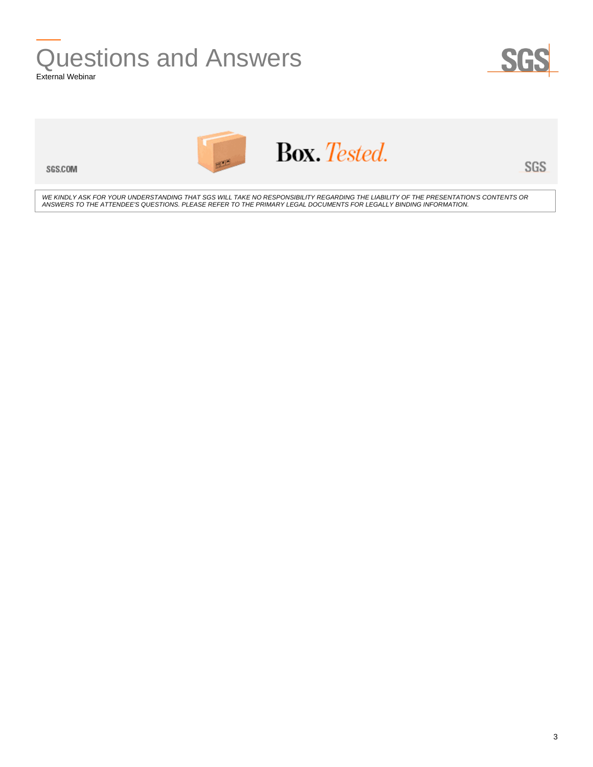# Questions and Answers

External Webinar

SGS.COM

Box. *Tested.*

SGS

*WE KINDLY ASK FOR YOUR UNDERSTANDING THAT SGS WILL TAKE NO RESPONSIBILITY REGARDING THE LIABILITY OF THE PRESENTATION'S CONTENTS OR ANSWERS TO THE ATTENDEE'S QUESTIONS. PLEASE REFER TO THE PRIMARY LEGAL DOCUMENTS FOR LEGALLY BINDING INFORMATION.*